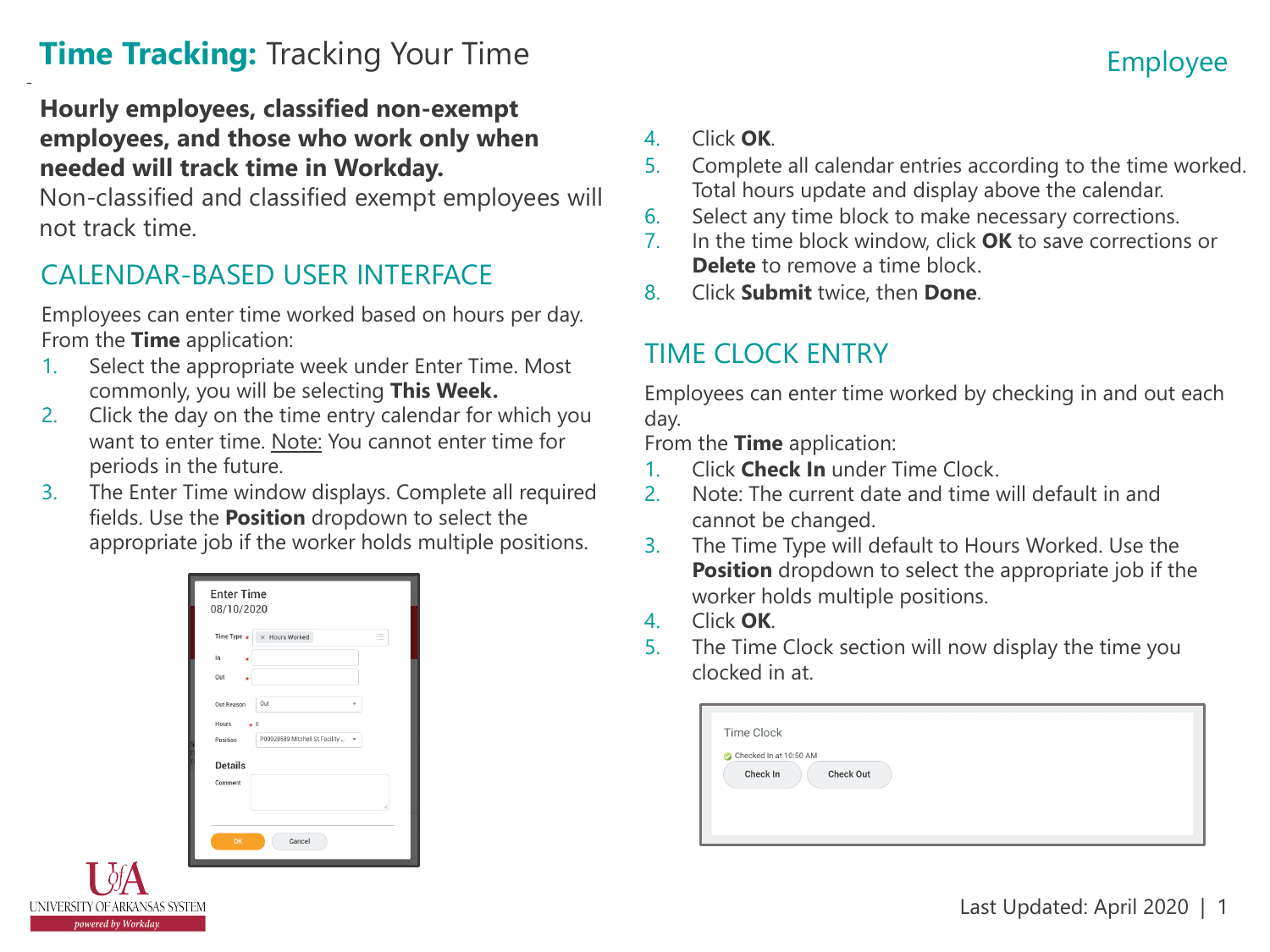# **Time Tracking:** Tracking Your Time

Employee

**Hourly employees, classified non-exempt employees, and those who work only when needed will track time in Workday.**
Non-classified and classified exempt employees will not track time.

## CALENDAR-BASED USER INTERFACE

Employees can enter time worked based on hours per day.
From the **Time** application:

1. Select the appropriate week under Enter Time. Most commonly, you will be selecting **This Week.**
2. Click the day on the time entry calendar for which you want to enter time. Note: You cannot enter time for periods in the future.
3. The Enter Time window displays. Complete all required fields. Use the **Position** dropdown to select the appropriate job if the worker holds multiple positions.
4. Click **OK**.
5. Complete all calendar entries according to the time worked. Total hours update and display above the calendar.
6. Select any time block to make necessary corrections.
7. In the time block window, click **OK** to save corrections or **Delete** to remove a time block.
8. Click **Submit** twice, then **Done**.

## TIME CLOCK ENTRY

Employees can enter time worked by checking in and out each day.
From the **Time** application:

1. Click **Check In** under Time Clock.
2. Note: The current date and time will default in and cannot be changed.
3. The Time Type will default to Hours Worked. Use the **Position** dropdown to select the appropriate job if the worker holds multiple positions.
4. Click **OK**.
5. The Time Clock section will now display the time you clocked in at.

Last Updated: April 2020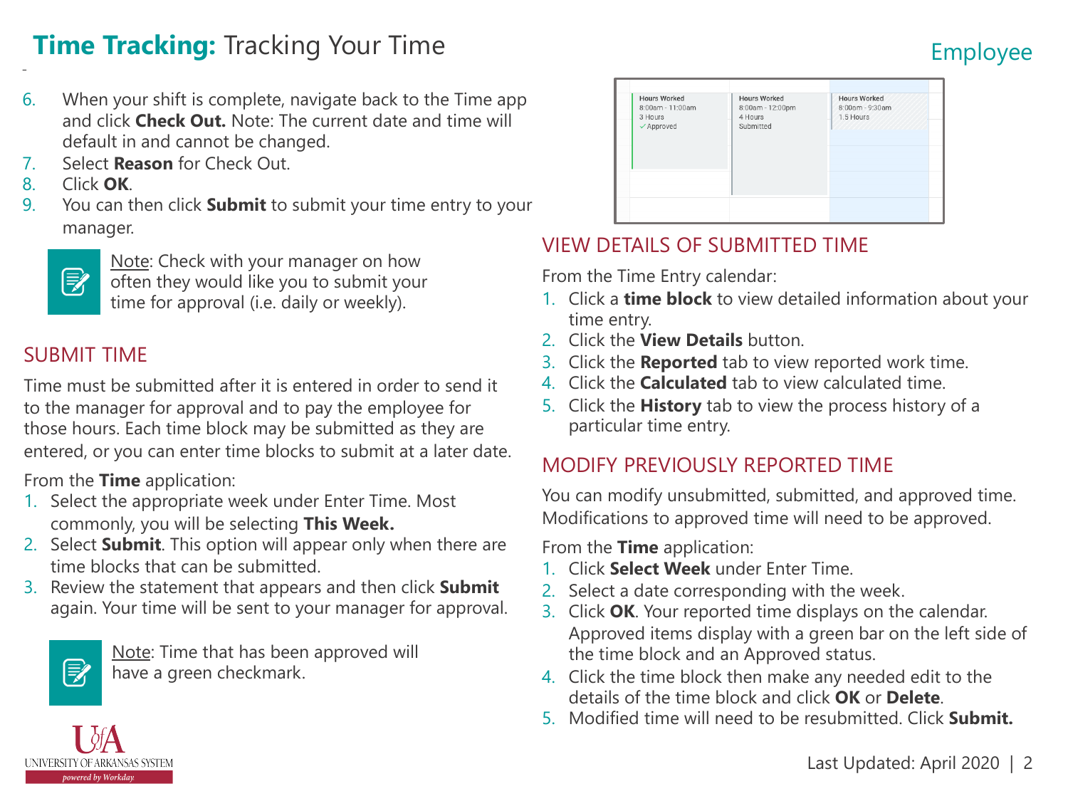# **Time Tracking:** Tracking Your Time

Employee

6. When your shift is complete, navigate back to the Time app and click **Check Out.** Note: The current date and time will default in and cannot be changed.
7. Select **Reason** for Check Out.
8. Click **OK**.
9. You can then click **Submit** to submit your time entry to your manager.

Note: Check with your manager on how often they would like you to submit your time for approval (i.e. daily or weekly).

## SUBMIT TIME

Time must be submitted after it is entered in order to send it to the manager for approval and to pay the employee for those hours. Each time block may be submitted as they are entered, or you can enter time blocks to submit at a later date.

From the **Time** application:

1. Select the appropriate week under Enter Time. Most commonly, you will be selecting **This Week.**
2. Select **Submit**. This option will appear only when there are time blocks that can be submitted.
3. Review the statement that appears and then click **Submit** again. Your time will be sent to your manager for approval.

Note: Time that has been approved will have a green checkmark.

Hours Worked
8:00am - 11:00am
3 Hours
Approved

Hours Worked
8:00am - 12:00pm
4 Hours
Submitted

Hours Worked
8:00am - 9:30am
1.5 Hours

## VIEW DETAILS OF SUBMITTED TIME

From the Time Entry calendar:

1. Click a **time block** to view detailed information about your time entry.
2. Click the **View Details** button.
3. Click the **Reported** tab to view reported work time.
4. Click the **Calculated** tab to view calculated time.
5. Click the **History** tab to view the process history of a particular time entry.

## MODIFY PREVIOUSLY REPORTED TIME

You can modify unsubmitted, submitted, and approved time. Modifications to approved time will need to be approved.

From the **Time** application:

1. Click **Select Week** under Enter Time.
2. Select a date corresponding with the week.
3. Click **OK**. Your reported time displays on the calendar. Approved items display with a green bar on the left side of the time block and an Approved status.
4. Click the time block then make any needed edit to the details of the time block and click **OK** or **Delete**.
5. Modified time will need to be resubmitted. Click **Submit.**

UNIVERSITY OF ARKANSAS SYSTEM
powered by Workday

Last Updated: April 2020